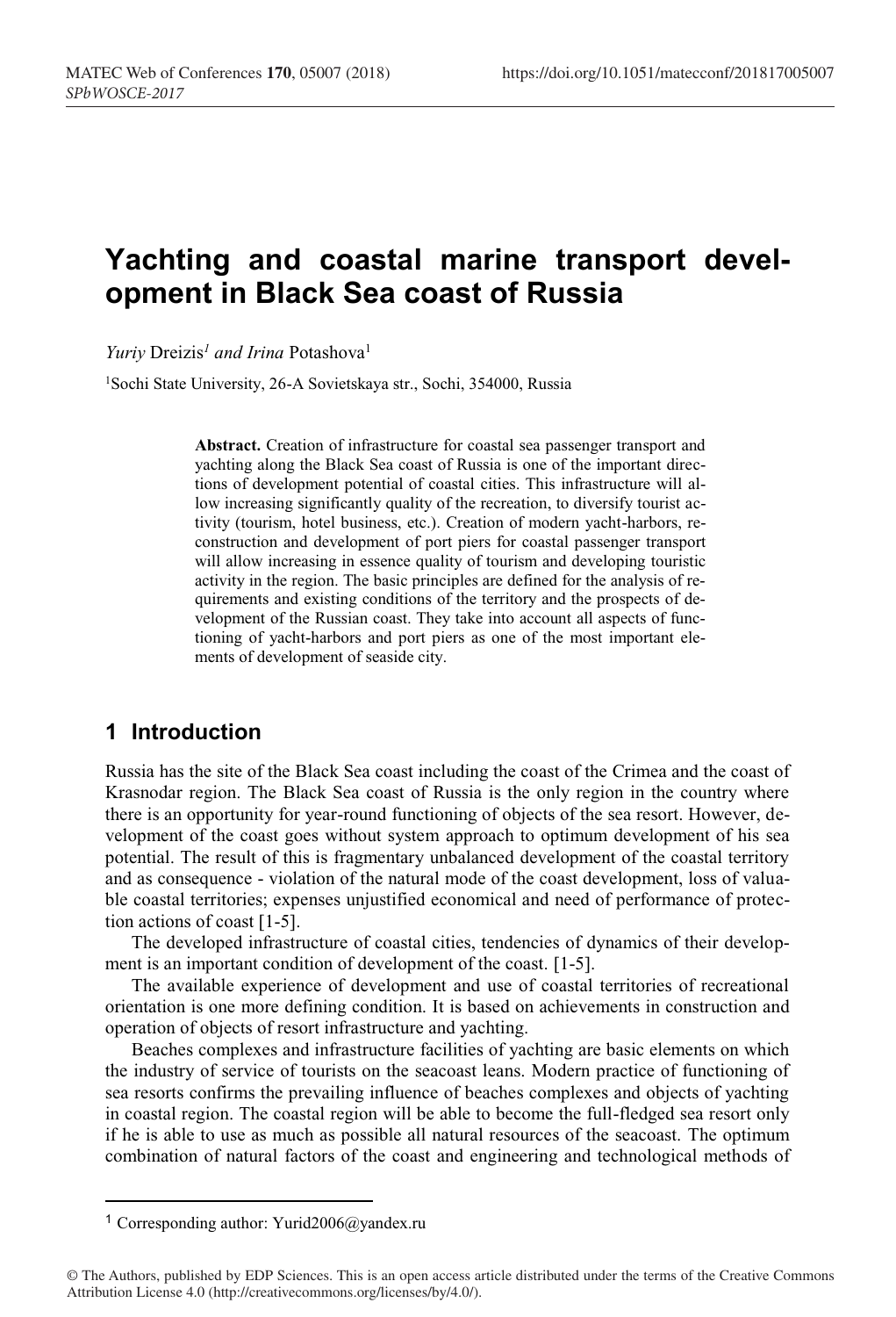# Yachting and coastal marine transport development in Black Sea coast of Russia

*Yuriy* Dreizis[1] *and Irina* Potashova[1]

[1]Sochi State University, 26-A Sovietskaya str., Sochi, 354000, Russia

**Abstract.** Creation of infrastructure for coastal sea passenger transport and yachting along the Black Sea coast of Russia is one of the important directions of development potential of coastal cities. This infrastructure will allow increasing significantly quality of the recreation, to diversify tourist activity (tourism, hotel business, etc.). Creation of modern yacht-harbors, reconstruction and development of port piers for coastal passenger transport will allow increasing in essence quality of tourism and developing touristic activity in the region. The basic principles are defined for the analysis of requirements and existing conditions of the territory and the prospects of development of the Russian coast. They take into account all aspects of functioning of yacht-harbors and port piers as one of the most important elements of development of seaside city.

## 1 Introduction

Russia has the site of the Black Sea coast including the coast of the Crimea and the coast of Krasnodar region. The Black Sea coast of Russia is the only region in the country where there is an opportunity for year-round functioning of objects of the sea resort. However, development of the coast goes without system approach to optimum development of his sea potential. The result of this is fragmentary unbalanced development of the coastal territory and as consequence - violation of the natural mode of the coast development, loss of valuable coastal territories; expenses unjustified economical and need of performance of protection actions of coast [1-5].

The developed infrastructure of coastal cities, tendencies of dynamics of their development is an important condition of development of the coast. [1-5].

The available experience of development and use of coastal territories of recreational orientation is one more defining condition. It is based on achievements in construction and operation of objects of resort infrastructure and yachting.

Beaches complexes and infrastructure facilities of yachting are basic elements on which the industry of service of tourists on the seacoast leans. Modern practice of functioning of sea resorts confirms the prevailing influence of beaches complexes and objects of yachting in coastal region. The coastal region will be able to become the full-fledged sea resort only if he is able to use as much as possible all natural resources of the seacoast. The optimum combination of natural factors of the coast and engineering and technological methods of

---

[1] Corresponding author: Yurid2006@yandex.ru

© The Authors, published by EDP Sciences. This is an open access article distributed under the terms of the Creative Commons Attribution License 4.0 (http://creativecommons.org/licenses/by/4.0/).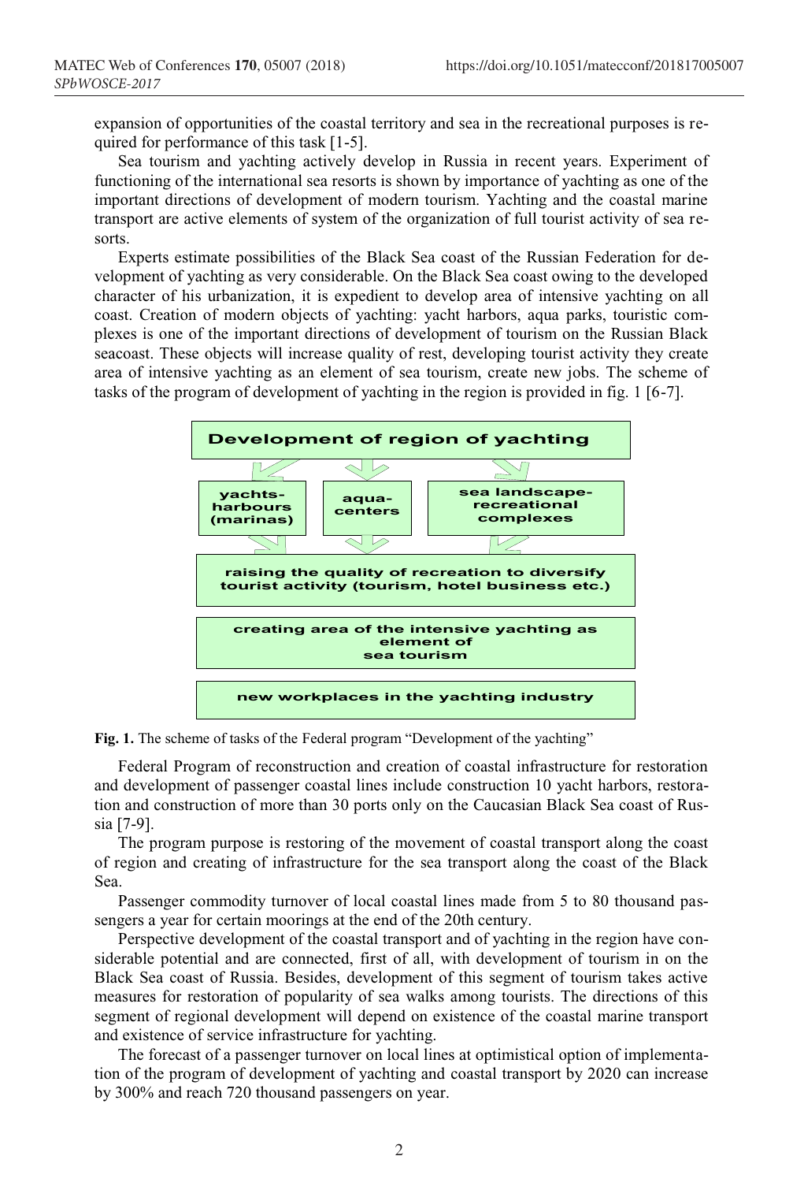expansion of opportunities of the coastal territory and sea in the recreational purposes is required for performance of this task [1-5].

Sea tourism and yachting actively develop in Russia in recent years. Experiment of functioning of the international sea resorts is shown by importance of yachting as one of the important directions of development of modern tourism. Yachting and the coastal marine transport are active elements of system of the organization of full tourist activity of sea resorts.

Experts estimate possibilities of the Black Sea coast of the Russian Federation for development of yachting as very considerable. On the Black Sea coast owing to the developed character of his urbanization, it is expedient to develop area of intensive yachting on all coast. Creation of modern objects of yachting: yacht harbors, aqua parks, touristic complexes is one of the important directions of development of tourism on the Russian Black seacoast. These objects will increase quality of rest, developing tourist activity they create area of intensive yachting as an element of sea tourism, create new jobs. The scheme of tasks of the program of development of yachting in the region is provided in fig. 1 [6-7].

**Development of region of yachting**

- yachts-harbours (marinas)
- aqua-centers
- sea landscape-recreational complexes

**raising the quality of recreation to diversify tourist activity (tourism, hotel business etc.)**

**creating area of the intensive yachting as element of sea tourism**

**new workplaces in the yachting industry**

**Fig. 1.** The scheme of tasks of the Federal program "Development of the yachting"

Federal Program of reconstruction and creation of coastal infrastructure for restoration and development of passenger coastal lines include construction 10 yacht harbors, restoration and construction of more than 30 ports only on the Caucasian Black Sea coast of Russia [7-9].

The program purpose is restoring of the movement of coastal transport along the coast of region and creating of infrastructure for the sea transport along the coast of the Black Sea.

Passenger commodity turnover of local coastal lines made from 5 to 80 thousand passengers a year for certain moorings at the end of the 20th century.

Perspective development of the coastal transport and of yachting in the region have considerable potential and are connected, first of all, with development of tourism in on the Black Sea coast of Russia. Besides, development of this segment of tourism takes active measures for restoration of popularity of sea walks among tourists. The directions of this segment of regional development will depend on existence of the coastal marine transport and existence of service infrastructure for yachting.

The forecast of a passenger turnover on local lines at optimistical option of implementation of the program of development of yachting and coastal transport by 2020 can increase by 300% and reach 720 thousand passengers on year.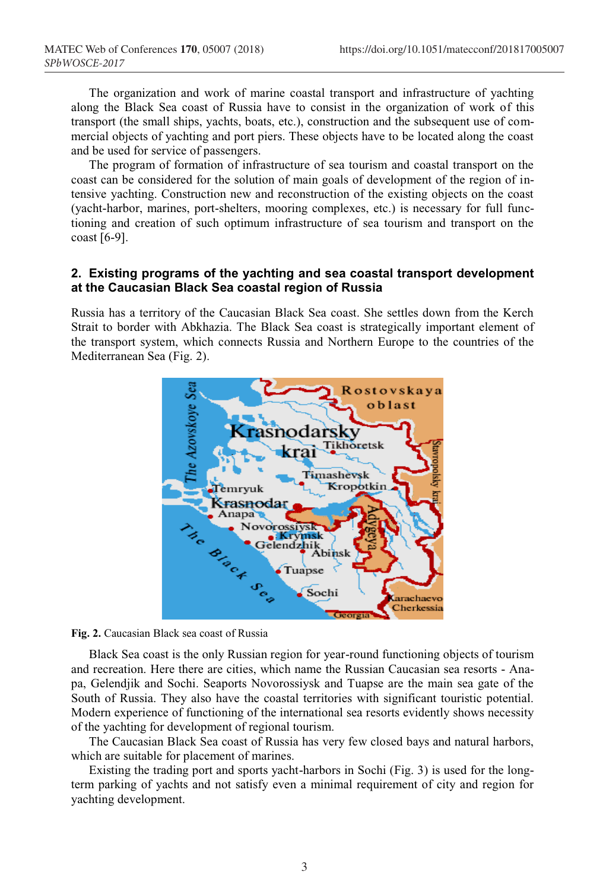The organization and work of marine coastal transport and infrastructure of yachting along the Black Sea coast of Russia have to consist in the organization of work of this transport (the small ships, yachts, boats, etc.), construction and the subsequent use of commercial objects of yachting and port piers. These objects have to be located along the coast and be used for service of passengers.

The program of formation of infrastructure of sea tourism and coastal transport on the coast can be considered for the solution of main goals of development of the region of intensive yachting. Construction new and reconstruction of the existing objects on the coast (yacht-harbor, marines, port-shelters, mooring complexes, etc.) is necessary for full functioning and creation of such optimum infrastructure of sea tourism and transport on the coast [6-9].

## 2. Existing programs of the yachting and sea coastal transport development at the Caucasian Black Sea coastal region of Russia

Russia has a territory of the Caucasian Black Sea coast. She settles down from the Kerch Strait to border with Abkhazia. The Black Sea coast is strategically important element of the transport system, which connects Russia and Northern Europe to the countries of the Mediterranean Sea (Fig. 2).

**Fig. 2.** Caucasian Black sea coast of Russia

Black Sea coast is the only Russian region for year-round functioning objects of tourism and recreation. Here there are cities, which name the Russian Caucasian sea resorts - Anapa, Gelendjik and Sochi. Seaports Novorossiysk and Tuapse are the main sea gate of the South of Russia. They also have the coastal territories with significant touristic potential. Modern experience of functioning of the international sea resorts evidently shows necessity of the yachting for development of regional tourism.

The Caucasian Black Sea coast of Russia has very few closed bays and natural harbors, which are suitable for placement of marines.

Existing the trading port and sports yacht-harbors in Sochi (Fig. 3) is used for the long-term parking of yachts and not satisfy even a minimal requirement of city and region for yachting development.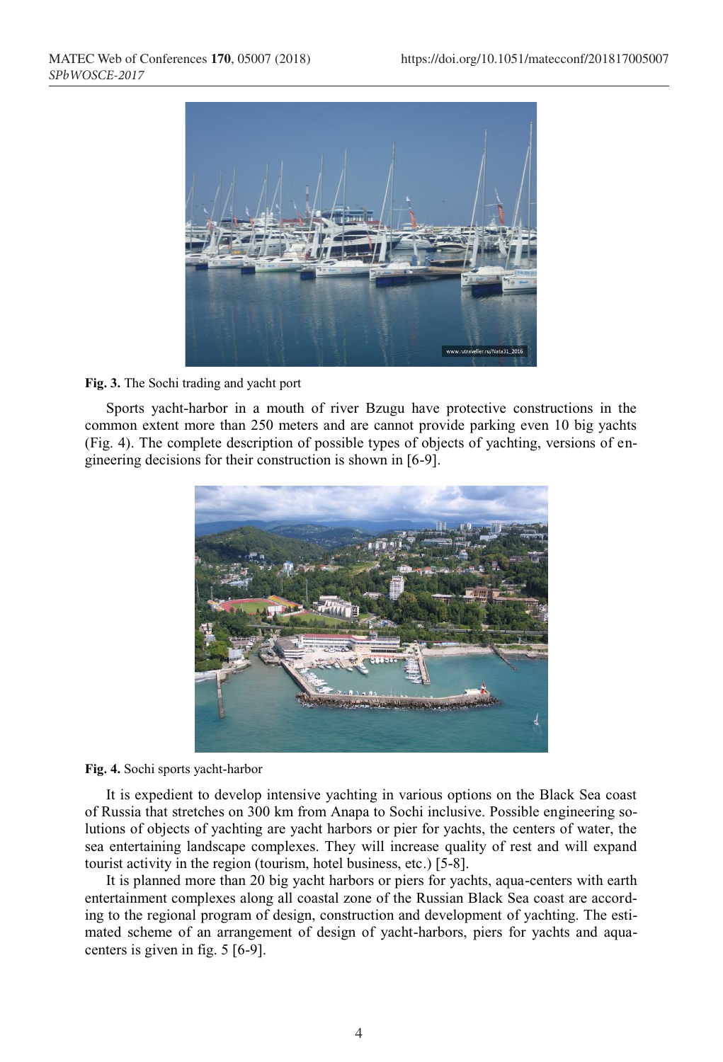**Fig. 3.** The Sochi trading and yacht port

Sports yacht-harbor in a mouth of river Bzugu have protective constructions in the common extent more than 250 meters and are cannot provide parking even 10 big yachts (Fig. 4). The complete description of possible types of objects of yachting, versions of engineering decisions for their construction is shown in [6-9].

**Fig. 4.** Sochi sports yacht-harbor

It is expedient to develop intensive yachting in various options on the Black Sea coast of Russia that stretches on 300 km from Anapa to Sochi inclusive. Possible engineering solutions of objects of yachting are yacht harbors or pier for yachts, the centers of water, the sea entertaining landscape complexes. They will increase quality of rest and will expand tourist activity in the region (tourism, hotel business, etc.) [5-8].

It is planned more than 20 big yacht harbors or piers for yachts, aqua-centers with earth entertainment complexes along all coastal zone of the Russian Black Sea coast are according to the regional program of design, construction and development of yachting. The estimated scheme of an arrangement of design of yacht-harbors, piers for yachts and aqua-centers is given in fig. 5 [6-9].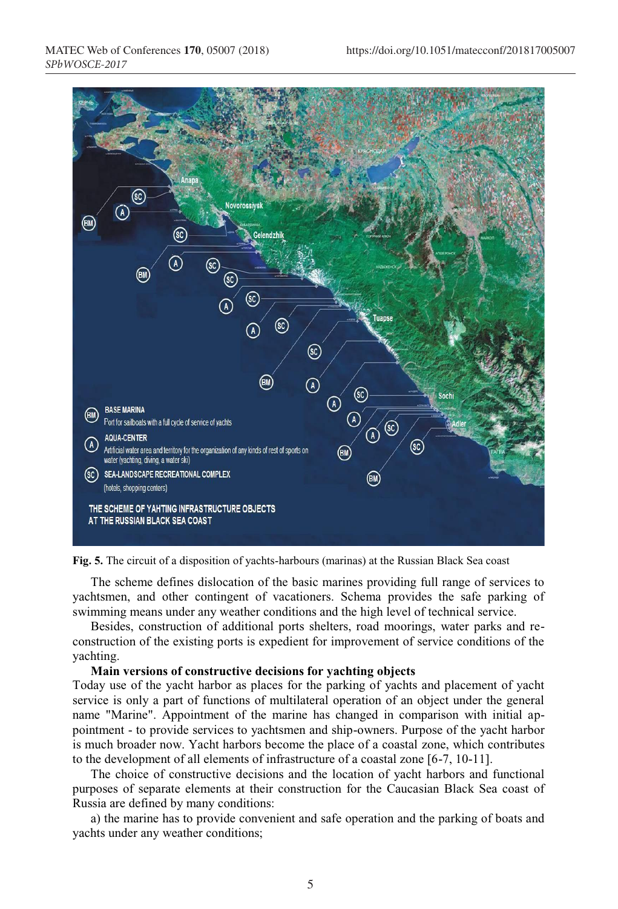**Fig. 5.** The circuit of a disposition of yachts-harbours (marinas) at the Russian Black Sea coast

The scheme defines dislocation of the basic marines providing full range of services to yachtsmen, and other contingent of vacationers. Schema provides the safe parking of swimming means under any weather conditions and the high level of technical service.

Besides, construction of additional ports shelters, road moorings, water parks and reconstruction of the existing ports is expedient for improvement of service conditions of the yachting.

**Main versions of constructive decisions for yachting objects**

Today use of the yacht harbor as places for the parking of yachts and placement of yacht service is only a part of functions of multilateral operation of an object under the general name "Marine". Appointment of the marine has changed in comparison with initial appointment - to provide services to yachtsmen and ship-owners. Purpose of the yacht harbor is much broader now. Yacht harbors become the place of a coastal zone, which contributes to the development of all elements of infrastructure of a coastal zone [6-7, 10-11].

The choice of constructive decisions and the location of yacht harbors and functional purposes of separate elements at their construction for the Caucasian Black Sea coast of Russia are defined by many conditions:

a) the marine has to provide convenient and safe operation and the parking of boats and yachts under any weather conditions;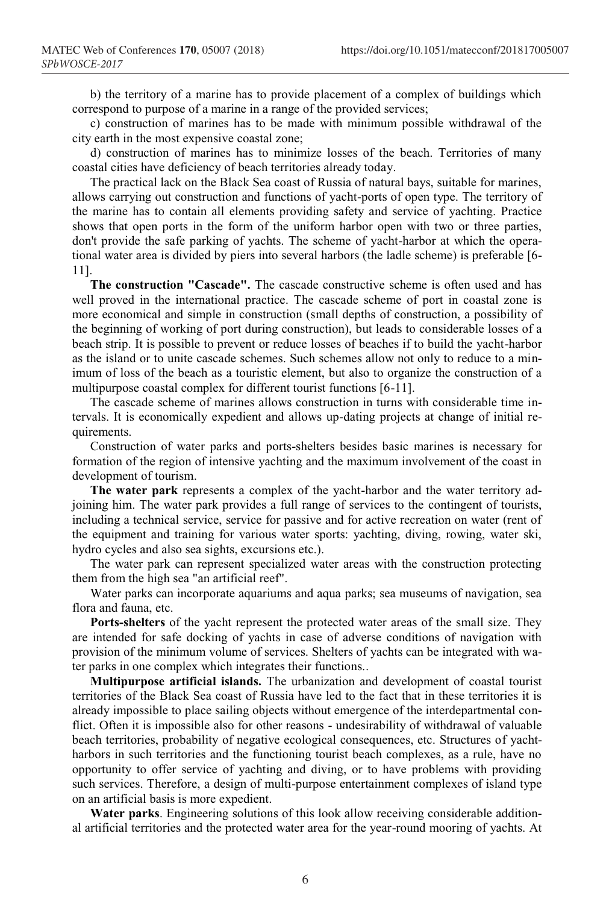b) the territory of a marine has to provide placement of a complex of buildings which correspond to purpose of a marine in a range of the provided services;

c) construction of marines has to be made with minimum possible withdrawal of the city earth in the most expensive coastal zone;

d) construction of marines has to minimize losses of the beach. Territories of many coastal cities have deficiency of beach territories already today.

The practical lack on the Black Sea coast of Russia of natural bays, suitable for marines, allows carrying out construction and functions of yacht-ports of open type. The territory of the marine has to contain all elements providing safety and service of yachting. Practice shows that open ports in the form of the uniform harbor open with two or three parties, don't provide the safe parking of yachts. The scheme of yacht-harbor at which the operational water area is divided by piers into several harbors (the ladle scheme) is preferable [6-11].

**The construction "Cascade".** The cascade constructive scheme is often used and has well proved in the international practice. The cascade scheme of port in coastal zone is more economical and simple in construction (small depths of construction, a possibility of the beginning of working of port during construction), but leads to considerable losses of a beach strip. It is possible to prevent or reduce losses of beaches if to build the yacht-harbor as the island or to unite cascade schemes. Such schemes allow not only to reduce to a minimum of loss of the beach as a touristic element, but also to organize the construction of a multipurpose coastal complex for different tourist functions [6-11].

The cascade scheme of marines allows construction in turns with considerable time intervals. It is economically expedient and allows up-dating projects at change of initial requirements.

Construction of water parks and ports-shelters besides basic marines is necessary for formation of the region of intensive yachting and the maximum involvement of the coast in development of tourism.

**The water park** represents a complex of the yacht-harbor and the water territory adjoining him. The water park provides a full range of services to the contingent of tourists, including a technical service, service for passive and for active recreation on water (rent of the equipment and training for various water sports: yachting, diving, rowing, water ski, hydro cycles and also sea sights, excursions etc.).

The water park can represent specialized water areas with the construction protecting them from the high sea "an artificial reef".

Water parks can incorporate aquariums and aqua parks; sea museums of navigation, sea flora and fauna, etc.

**Ports-shelters** of the yacht represent the protected water areas of the small size. They are intended for safe docking of yachts in case of adverse conditions of navigation with provision of the minimum volume of services. Shelters of yachts can be integrated with water parks in one complex which integrates their functions..

**Multipurpose artificial islands.** The urbanization and development of coastal tourist territories of the Black Sea coast of Russia have led to the fact that in these territories it is already impossible to place sailing objects without emergence of the interdepartmental conflict. Often it is impossible also for other reasons - undesirability of withdrawal of valuable beach territories, probability of negative ecological consequences, etc. Structures of yacht-harbors in such territories and the functioning tourist beach complexes, as a rule, have no opportunity to offer service of yachting and diving, or to have problems with providing such services. Therefore, a design of multi-purpose entertainment complexes of island type on an artificial basis is more expedient.

**Water parks**. Engineering solutions of this look allow receiving considerable additional artificial territories and the protected water area for the year-round mooring of yachts. At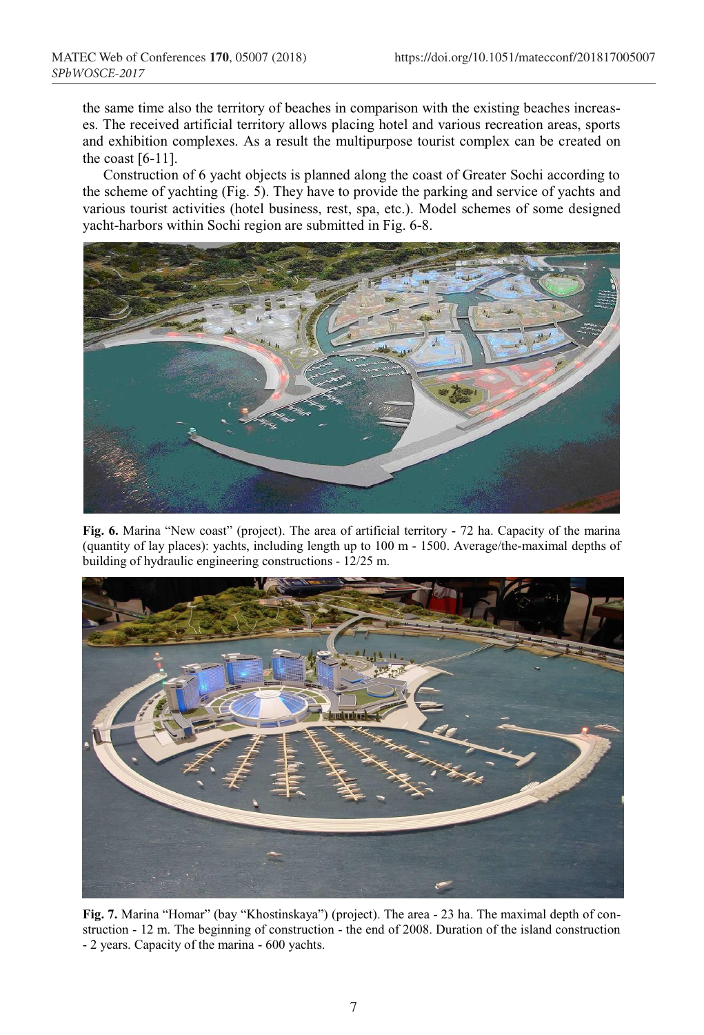the same time also the territory of beaches in comparison with the existing beaches increases. The received artificial territory allows placing hotel and various recreation areas, sports and exhibition complexes. As a result the multipurpose tourist complex can be created on the coast [6-11].

Construction of 6 yacht objects is planned along the coast of Greater Sochi according to the scheme of yachting (Fig. 5). They have to provide the parking and service of yachts and various tourist activities (hotel business, rest, spa, etc.). Model schemes of some designed yacht-harbors within Sochi region are submitted in Fig. 6-8.

**Fig. 6.** Marina "New coast" (project). The area of artificial territory - 72 ha. Capacity of the marina (quantity of lay places): yachts, including length up to 100 m - 1500. Average/the-maximal depths of building of hydraulic engineering constructions - 12/25 m.

**Fig. 7.** Marina "Homar" (bay "Khostinskaya") (project). The area - 23 ha. The maximal depth of construction - 12 m. The beginning of construction - the end of 2008. Duration of the island construction - 2 years. Capacity of the marina - 600 yachts.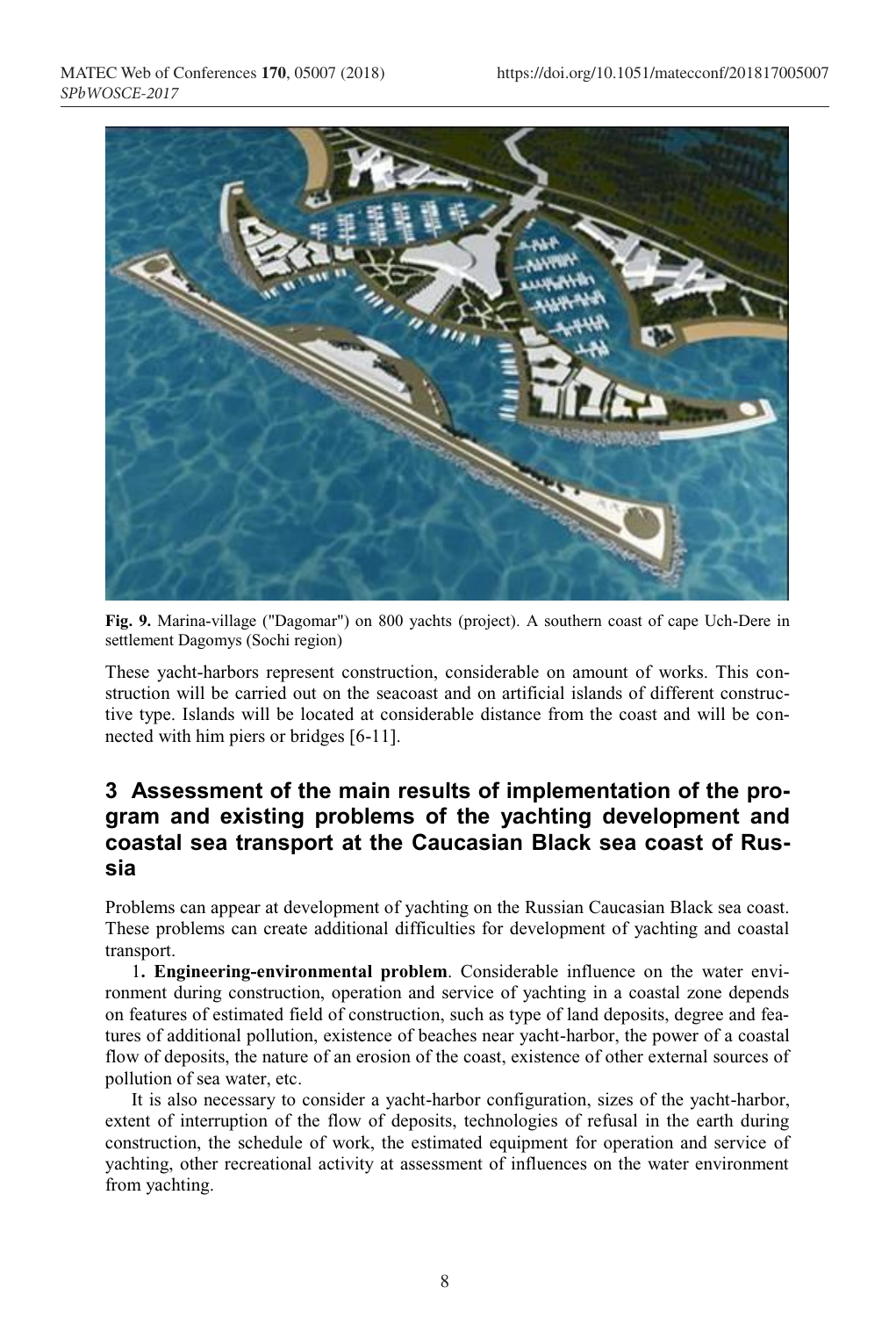**Fig. 9.** Marina-village ("Dagomar") on 800 yachts (project). A southern coast of cape Uch-Dere in settlement Dagomys (Sochi region)

These yacht-harbors represent construction, considerable on amount of works. This construction will be carried out on the seacoast and on artificial islands of different constructive type. Islands will be located at considerable distance from the coast and will be connected with him piers or bridges [6-11].

## 3 Assessment of the main results of implementation of the program and existing problems of the yachting development and coastal sea transport at the Caucasian Black sea coast of Russia

Problems can appear at development of yachting on the Russian Caucasian Black sea coast. These problems can create additional difficulties for development of yachting and coastal transport.

1**. Engineering-environmental problem**. Considerable influence on the water environment during construction, operation and service of yachting in a coastal zone depends on features of estimated field of construction, such as type of land deposits, degree and features of additional pollution, existence of beaches near yacht-harbor, the power of a coastal flow of deposits, the nature of an erosion of the coast, existence of other external sources of pollution of sea water, etc.

It is also necessary to consider a yacht-harbor configuration, sizes of the yacht-harbor, extent of interruption of the flow of deposits, technologies of refusal in the earth during construction, the schedule of work, the estimated equipment for operation and service of yachting, other recreational activity at assessment of influences on the water environment from yachting.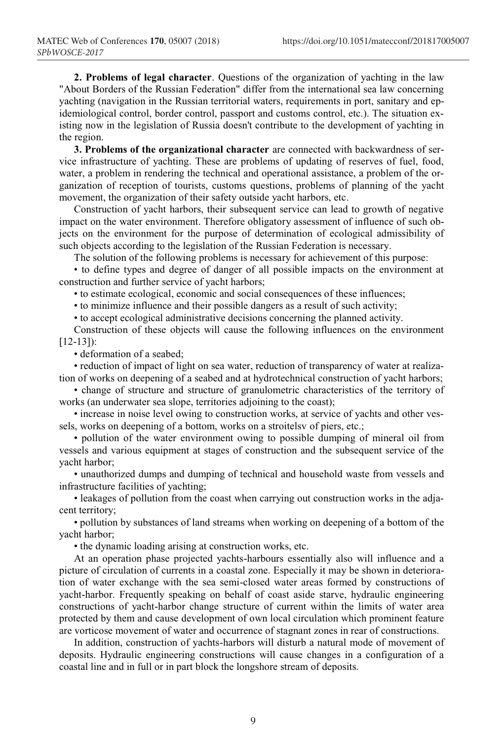**2. Problems of legal character**. Questions of the organization of yachting in the law "About Borders of the Russian Federation" differ from the international sea law concerning yachting (navigation in the Russian territorial waters, requirements in port, sanitary and epidemiological control, border control, passport and customs control, etc.). The situation existing now in the legislation of Russia doesn't contribute to the development of yachting in the region.

**3. Problems of the organizational character** are connected with backwardness of service infrastructure of yachting. These are problems of updating of reserves of fuel, food, water, a problem in rendering the technical and operational assistance, a problem of the organization of reception of tourists, customs questions, problems of planning of the yacht movement, the organization of their safety outside yacht harbors, etc.

Construction of yacht harbors, their subsequent service can lead to growth of negative impact on the water environment. Therefore obligatory assessment of influence of such objects on the environment for the purpose of determination of ecological admissibility of such objects according to the legislation of the Russian Federation is necessary.

The solution of the following problems is necessary for achievement of this purpose:

- to define types and degree of danger of all possible impacts on the environment at construction and further service of yacht harbors;
- to estimate ecological, economic and social consequences of these influences;
- to minimize influence and their possible dangers as a result of such activity;
- to accept ecological administrative decisions concerning the planned activity.

Construction of these objects will cause the following influences on the environment [12-13]):

- deformation of a seabed;
- reduction of impact of light on sea water, reduction of transparency of water at realization of works on deepening of a seabed and at hydrotechnical construction of yacht harbors;
- change of structure and structure of granulometric characteristics of the territory of works (an underwater sea slope, territories adjoining to the coast);
- increase in noise level owing to construction works, at service of yachts and other vessels, works on deepening of a bottom, works on a stroitelsv of piers, etc.;
- pollution of the water environment owing to possible dumping of mineral oil from vessels and various equipment at stages of construction and the subsequent service of the yacht harbor;
- unauthorized dumps and dumping of technical and household waste from vessels and infrastructure facilities of yachting;
- leakages of pollution from the coast when carrying out construction works in the adjacent territory;
- pollution by substances of land streams when working on deepening of a bottom of the yacht harbor;
- the dynamic loading arising at construction works, etc.

At an operation phase projected yachts-harbours essentially also will influence and a picture of circulation of currents in a coastal zone. Especially it may be shown in deterioration of water exchange with the sea semi-closed water areas formed by constructions of yacht-harbor. Frequently speaking on behalf of coast aside starve, hydraulic engineering constructions of yacht-harbor change structure of current within the limits of water area protected by them and cause development of own local circulation which prominent feature are vorticose movement of water and occurrence of stagnant zones in rear of constructions.

In addition, construction of yachts-harbors will disturb a natural mode of movement of deposits. Hydraulic engineering constructions will cause changes in a configuration of a coastal line and in full or in part block the longshore stream of deposits.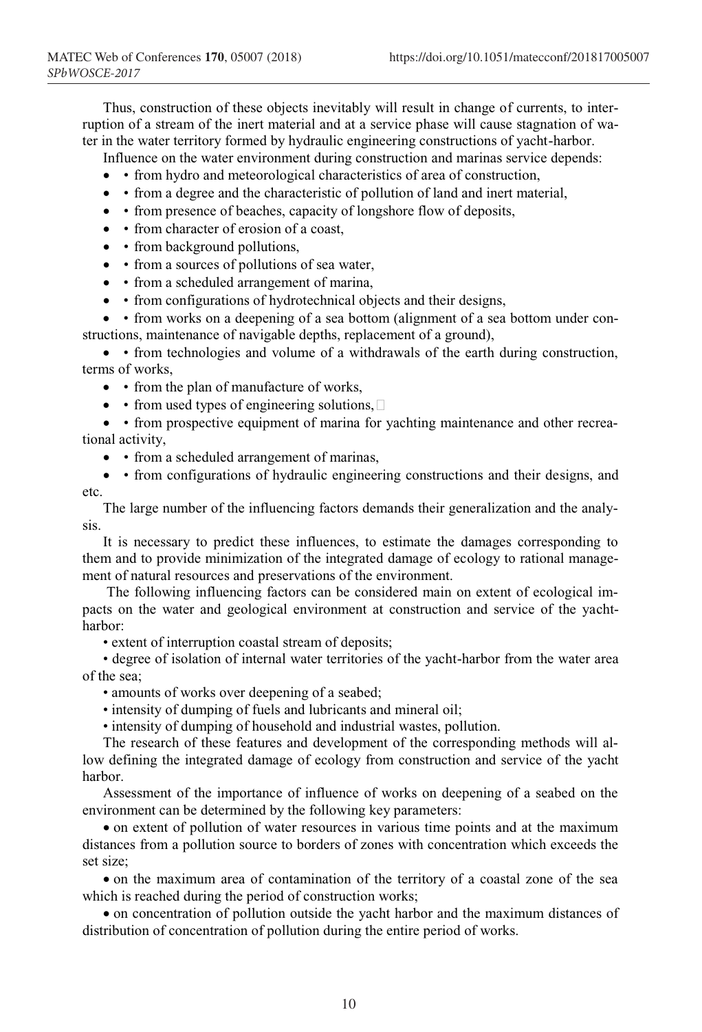Thus, construction of these objects inevitably will result in change of currents, to interruption of a stream of the inert material and at a service phase will cause stagnation of water in the water territory formed by hydraulic engineering constructions of yacht-harbor.

Influence on the water environment during construction and marinas service depends:

- • from hydro and meteorological characteristics of area of construction,
- • from a degree and the characteristic of pollution of land and inert material,
- • from presence of beaches, capacity of longshore flow of deposits,
- • from character of erosion of a coast,
- • from background pollutions,
- • from a sources of pollutions of sea water,
- • from a scheduled arrangement of marina,
- • from configurations of hydrotechnical objects and their designs,
- • from works on a deepening of a sea bottom (alignment of a sea bottom under constructions, maintenance of navigable depths, replacement of a ground),
- • from technologies and volume of a withdrawals of the earth during construction, terms of works,
- • from the plan of manufacture of works,
- • from used types of engineering solutions,
- • from prospective equipment of marina for yachting maintenance and other recreational activity,
- • from a scheduled arrangement of marinas,
- • from configurations of hydraulic engineering constructions and their designs, and etc.

The large number of the influencing factors demands their generalization and the analysis.

It is necessary to predict these influences, to estimate the damages corresponding to them and to provide minimization of the integrated damage of ecology to rational management of natural resources and preservations of the environment.

The following influencing factors can be considered main on extent of ecological impacts on the water and geological environment at construction and service of the yacht-harbor:

• extent of interruption coastal stream of deposits;

• degree of isolation of internal water territories of the yacht-harbor from the water area of the sea;

• amounts of works over deepening of a seabed;

• intensity of dumping of fuels and lubricants and mineral oil;

• intensity of dumping of household and industrial wastes, pollution.

The research of these features and development of the corresponding methods will allow defining the integrated damage of ecology from construction and service of the yacht harbor.

Assessment of the importance of influence of works on deepening of a seabed on the environment can be determined by the following key parameters:

- on extent of pollution of water resources in various time points and at the maximum distances from a pollution source to borders of zones with concentration which exceeds the set size;
- on the maximum area of contamination of the territory of a coastal zone of the sea which is reached during the period of construction works;
- on concentration of pollution outside the yacht harbor and the maximum distances of distribution of concentration of pollution during the entire period of works.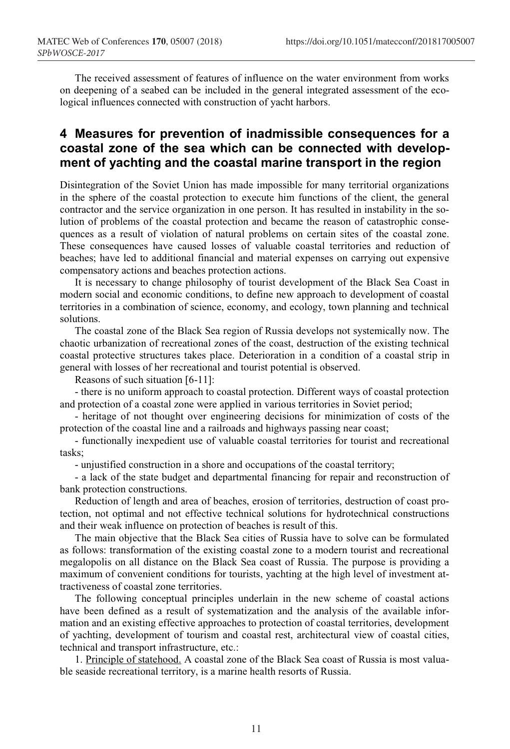The received assessment of features of influence on the water environment from works on deepening of a seabed can be included in the general integrated assessment of the ecological influences connected with construction of yacht harbors.

## 4 Measures for prevention of inadmissible consequences for a coastal zone of the sea which can be connected with development of yachting and the coastal marine transport in the region

Disintegration of the Soviet Union has made impossible for many territorial organizations in the sphere of the coastal protection to execute him functions of the client, the general contractor and the service organization in one person. It has resulted in instability in the solution of problems of the coastal protection and became the reason of catastrophic consequences as a result of violation of natural problems on certain sites of the coastal zone. These consequences have caused losses of valuable coastal territories and reduction of beaches; have led to additional financial and material expenses on carrying out expensive compensatory actions and beaches protection actions.

It is necessary to change philosophy of tourist development of the Black Sea Coast in modern social and economic conditions, to define new approach to development of coastal territories in a combination of science, economy, and ecology, town planning and technical solutions.

The coastal zone of the Black Sea region of Russia develops not systemically now. The chaotic urbanization of recreational zones of the coast, destruction of the existing technical coastal protective structures takes place. Deterioration in a condition of a coastal strip in general with losses of her recreational and tourist potential is observed.

Reasons of such situation [6-11]:

- there is no uniform approach to coastal protection. Different ways of coastal protection and protection of a coastal zone were applied in various territories in Soviet period;
- heritage of not thought over engineering decisions for minimization of costs of the protection of the coastal line and a railroads and highways passing near coast;
- functionally inexpedient use of valuable coastal territories for tourist and recreational tasks;
- unjustified construction in a shore and occupations of the coastal territory;
- a lack of the state budget and departmental financing for repair and reconstruction of bank protection constructions.

Reduction of length and area of beaches, erosion of territories, destruction of coast protection, not optimal and not effective technical solutions for hydrotechnical constructions and their weak influence on protection of beaches is result of this.

The main objective that the Black Sea cities of Russia have to solve can be formulated as follows: transformation of the existing coastal zone to a modern tourist and recreational megalopolis on all distance on the Black Sea coast of Russia. The purpose is providing a maximum of convenient conditions for tourists, yachting at the high level of investment attractiveness of coastal zone territories.

The following conceptual principles underlain in the new scheme of coastal actions have been defined as a result of systematization and the analysis of the available information and an existing effective approaches to protection of coastal territories, development of yachting, development of tourism and coastal rest, architectural view of coastal cities, technical and transport infrastructure, etc.:

1. Principle of statehood. A coastal zone of the Black Sea coast of Russia is most valuable seaside recreational territory, is a marine health resorts of Russia.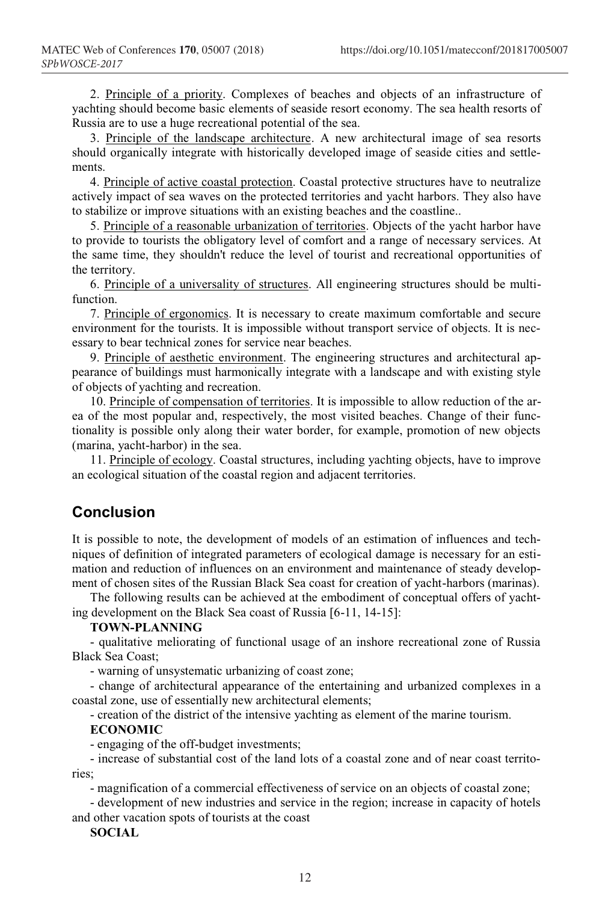2. Principle of a priority. Complexes of beaches and objects of an infrastructure of yachting should become basic elements of seaside resort economy. The sea health resorts of Russia are to use a huge recreational potential of the sea.

3. Principle of the landscape architecture. A new architectural image of sea resorts should organically integrate with historically developed image of seaside cities and settlements.

4. Principle of active coastal protection. Coastal protective structures have to neutralize actively impact of sea waves on the protected territories and yacht harbors. They also have to stabilize or improve situations with an existing beaches and the coastline..

5. Principle of a reasonable urbanization of territories. Objects of the yacht harbor have to provide to tourists the obligatory level of comfort and a range of necessary services. At the same time, they shouldn't reduce the level of tourist and recreational opportunities of the territory.

6. Principle of a universality of structures. All engineering structures should be multi-function.

7. Principle of ergonomics. It is necessary to create maximum comfortable and secure environment for the tourists. It is impossible without transport service of objects. It is necessary to bear technical zones for service near beaches.

9. Principle of aesthetic environment. The engineering structures and architectural appearance of buildings must harmonically integrate with a landscape and with existing style of objects of yachting and recreation.

10. Principle of compensation of territories. It is impossible to allow reduction of the area of the most popular and, respectively, the most visited beaches. Change of their functionality is possible only along their water border, for example, promotion of new objects (marina, yacht-harbor) in the sea.

11. Principle of ecology. Coastal structures, including yachting objects, have to improve an ecological situation of the coastal region and adjacent territories.

## Conclusion

It is possible to note, the development of models of an estimation of influences and techniques of definition of integrated parameters of ecological damage is necessary for an estimation and reduction of influences on an environment and maintenance of steady development of chosen sites of the Russian Black Sea coast for creation of yacht-harbors (marinas).

The following results can be achieved at the embodiment of conceptual offers of yachting development on the Black Sea coast of Russia [6-11, 14-15]:

**TOWN-PLANNING**

- qualitative meliorating of functional usage of an inshore recreational zone of Russia Black Sea Coast;
- warning of unsystematic urbanizing of coast zone;
- change of architectural appearance of the entertaining and urbanized complexes in a coastal zone, use of essentially new architectural elements;
- creation of the district of the intensive yachting as element of the marine tourism.

**ECONOMIC**

- engaging of the off-budget investments;
- increase of substantial cost of the land lots of a coastal zone and of near coast territories;
- magnification of a commercial effectiveness of service on an objects of coastal zone;
- development of new industries and service in the region; increase in capacity of hotels and other vacation spots of tourists at the coast

**SOCIAL**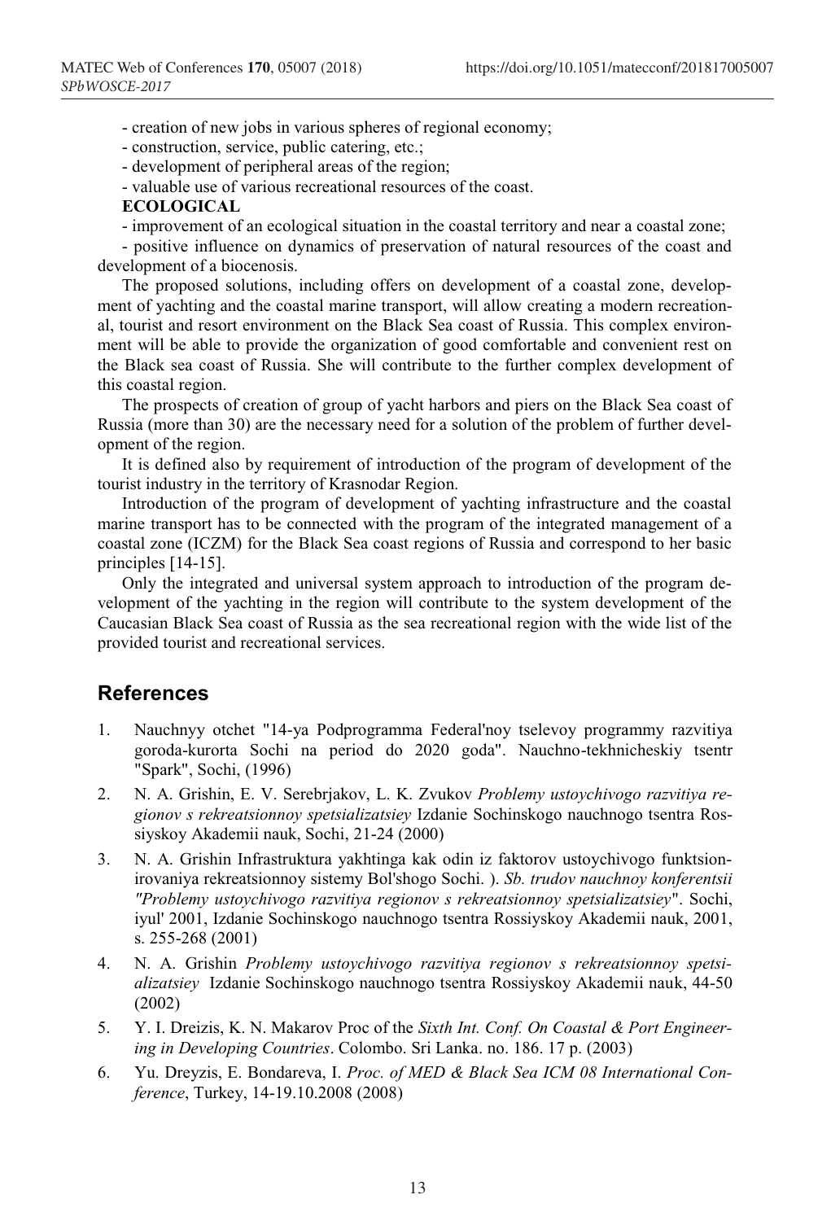- creation of new jobs in various spheres of regional economy;
- construction, service, public catering, etc.;
- development of peripheral areas of the region;
- valuable use of various recreational resources of the coast.

**ECOLOGICAL**

- improvement of an ecological situation in the coastal territory and near a coastal zone;
- positive influence on dynamics of preservation of natural resources of the coast and development of a biocenosis.

The proposed solutions, including offers on development of a coastal zone, development of yachting and the coastal marine transport, will allow creating a modern recreational, tourist and resort environment on the Black Sea coast of Russia. This complex environment will be able to provide the organization of good comfortable and convenient rest on the Black sea coast of Russia. She will contribute to the further complex development of this coastal region.

The prospects of creation of group of yacht harbors and piers on the Black Sea coast of Russia (more than 30) are the necessary need for a solution of the problem of further development of the region.

It is defined also by requirement of introduction of the program of development of the tourist industry in the territory of Krasnodar Region.

Introduction of the program of development of yachting infrastructure and the coastal marine transport has to be connected with the program of the integrated management of a coastal zone (ICZM) for the Black Sea coast regions of Russia and correspond to her basic principles [14-15].

Only the integrated and universal system approach to introduction of the program development of the yachting in the region will contribute to the system development of the Caucasian Black Sea coast of Russia as the sea recreational region with the wide list of the provided tourist and recreational services.

## References

1. Nauchnyy otchet "14-ya Podprogramma Federal'noy tselevoy programmy razvitiya goroda-kurorta Sochi na period do 2020 goda". Nauchno-tekhnicheskiy tsentr "Spark", Sochi, (1996)
2. N. A. Grishin, E. V. Serebrjakov, L. K. Zvukov *Problemy ustoychivogo razvitiya regionov s rekreatsionnoy spetsializatsiey* Izdanie Sochinskogo nauchnogo tsentra Rossiyskoy Akademii nauk, Sochi, 21-24 (2000)
3. N. A. Grishin Infrastruktura yakhtinga kak odin iz faktorov ustoychivogo funktsionirovaniya rekreatsionnoy sistemy Bol'shogo Sochi. ). *Sb. trudov nauchnoy konferentsii "Problemy ustoychivogo razvitiya regionov s rekreatsionnoy spetsializatsiey*". Sochi, iyul' 2001, Izdanie Sochinskogo nauchnogo tsentra Rossiyskoy Akademii nauk, 2001, s. 255-268 (2001)
4. N. A. Grishin *Problemy ustoychivogo razvitiya regionov s rekreatsionnoy spetsializatsiey* Izdanie Sochinskogo nauchnogo tsentra Rossiyskoy Akademii nauk, 44-50 (2002)
5. Y. I. Dreizis, K. N. Makarov Proc of the *Sixth Int. Conf. On Coastal & Port Engineering in Developing Countries*. Colombo. Sri Lanka. no. 186. 17 p. (2003)
6. Yu. Dreyzis, E. Bondareva, I. *Proc. of MED & Black Sea ICM 08 International Conference*, Turkey, 14-19.10.2008 (2008)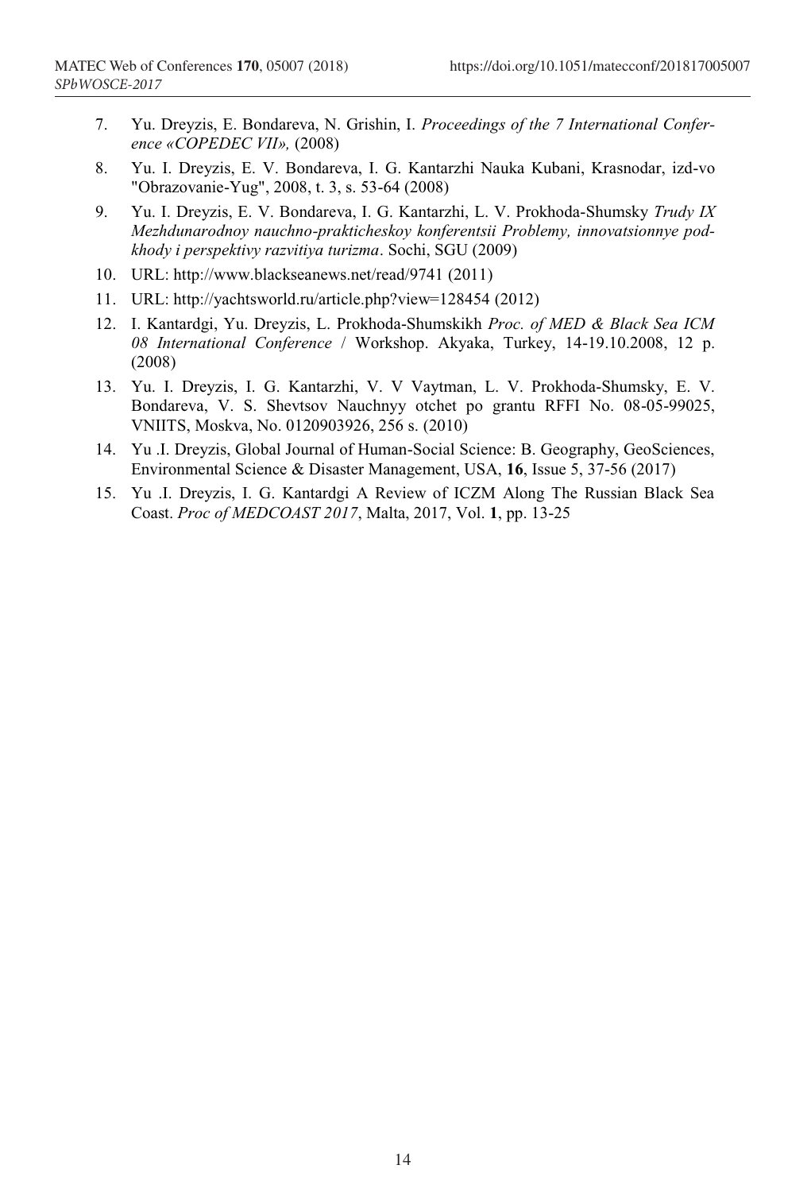7. Yu. Dreyzis, E. Bondareva, N. Grishin, I. *Proceedings of the 7 International Conference «COPEDEC VII»,* (2008)
8. Yu. I. Dreyzis, E. V. Bondareva, I. G. Kantarzhi Nauka Kubani, Krasnodar, izd-vo "Obrazovanie-Yug", 2008, t. 3, s. 53-64 (2008)
9. Yu. I. Dreyzis, E. V. Bondareva, I. G. Kantarzhi, L. V. Prokhoda-Shumsky *Trudy IX Mezhdunarodnoy nauchno-prakticheskoy konferentsii Problemy, innovatsionnye podkhody i perspektivy razvitiya turizma*. Sochi, SGU (2009)
10. URL: http://www.blackseanews.net/read/9741 (2011)
11. URL: http://yachtsworld.ru/article.php?view=128454 (2012)
12. I. Kantardgi, Yu. Dreyzis, L. Prokhoda-Shumskikh *Proc. of MED & Black Sea ICM 08 International Conference* / Workshop. Akyaka, Turkey, 14-19.10.2008, 12 p. (2008)
13. Yu. I. Dreyzis, I. G. Kantarzhi, V. V Vaytman, L. V. Prokhoda-Shumsky, E. V. Bondareva, V. S. Shevtsov Nauchnyy otchet po grantu RFFI No. 08-05-99025, VNIITS, Moskva, No. 0120903926, 256 s. (2010)
14. Yu .I. Dreyzis, Global Journal of Human-Social Science: B. Geography, GeoSciences, Environmental Science & Disaster Management, USA, **16**, Issue 5, 37-56 (2017)
15. Yu .I. Dreyzis, I. G. Kantardgi A Review of ICZM Along The Russian Black Sea Coast. *Proc of MEDCOAST 2017*, Malta, 2017, Vol. **1**, pp. 13-25